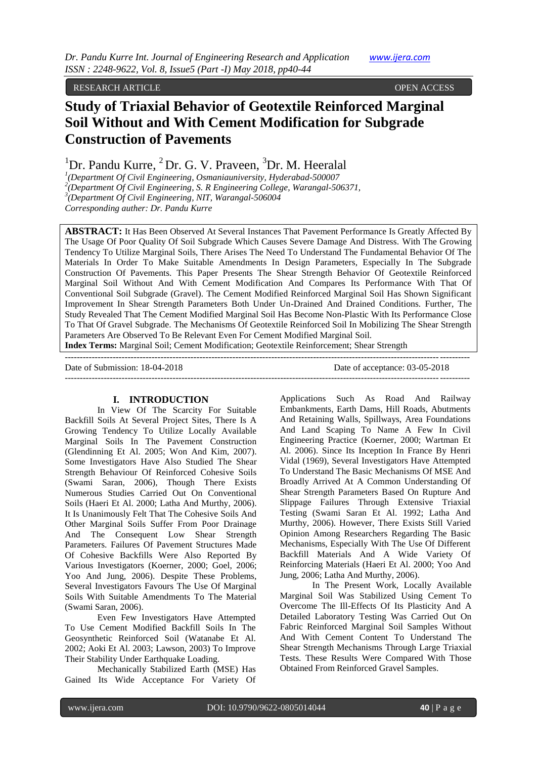RESEARCH ARTICLE OPEN ACCESS

# Study of Triaxial Behavior of Geotextile Reinforced Marginal Soil Without and With Cement Modification for Subgrade Construction of Pavements

[1]Dr. Pandu Kurre, [2]Dr. G. V. Praveen, [3]Dr. M. Heeralal

[1](Department Of Civil Engineering, Osmaniauniversity, Hyderabad-500007
[2](Department Of Civil Engineering, S. R Engineering College, Warangal-506371,
[3](Department Of Civil Engineering, NIT, Warangal-506004
Corresponding auther: Dr. Pandu Kurre

**ABSTRACT:** It Has Been Observed At Several Instances That Pavement Performance Is Greatly Affected By The Usage Of Poor Quality Of Soil Subgrade Which Causes Severe Damage And Distress. With The Growing Tendency To Utilize Marginal Soils, There Arises The Need To Understand The Fundamental Behavior Of The Materials In Order To Make Suitable Amendments In Design Parameters, Especially In The Subgrade Construction Of Pavements. This Paper Presents The Shear Strength Behavior Of Geotextile Reinforced Marginal Soil Without And With Cement Modification And Compares Its Performance With That Of Conventional Soil Subgrade (Gravel). The Cement Modified Reinforced Marginal Soil Has Shown Significant Improvement In Shear Strength Parameters Both Under Un-Drained And Drained Conditions. Further, The Study Revealed That The Cement Modified Marginal Soil Has Become Non-Plastic With Its Performance Close To That Of Gravel Subgrade. The Mechanisms Of Geotextile Reinforced Soil In Mobilizing The Shear Strength Parameters Are Observed To Be Relevant Even For Cement Modified Marginal Soil.

**Index Terms:** Marginal Soil; Cement Modification; Geotextile Reinforcement; Shear Strength

---

Date of Submission: 18-04-2018 Date of acceptance: 03-05-2018

---

## I. INTRODUCTION

In View Of The Scarcity For Suitable Backfill Soils At Several Project Sites, There Is A Growing Tendency To Utilize Locally Available Marginal Soils In The Pavement Construction (Glendinning Et Al. 2005; Won And Kim, 2007). Some Investigators Have Also Studied The Shear Strength Behaviour Of Reinforced Cohesive Soils (Swami Saran, 2006), Though There Exists Numerous Studies Carried Out On Conventional Soils (Haeri Et Al. 2000; Latha And Murthy, 2006). It Is Unanimously Felt That The Cohesive Soils And Other Marginal Soils Suffer From Poor Drainage And The Consequent Low Shear Strength Parameters. Failures Of Pavement Structures Made Of Cohesive Backfills Were Also Reported By Various Investigators (Koerner, 2000; Goel, 2006; Yoo And Jung, 2006). Despite These Problems, Several Investigators Favours The Use Of Marginal Soils With Suitable Amendments To The Material (Swami Saran, 2006).

Even Few Investigators Have Attempted To Use Cement Modified Backfill Soils In The Geosynthetic Reinforced Soil (Watanabe Et Al. 2002; Aoki Et Al. 2003; Lawson, 2003) To Improve Their Stability Under Earthquake Loading.

Mechanically Stabilized Earth (MSE) Has Gained Its Wide Acceptance For Variety Of Applications Such As Road And Railway Embankments, Earth Dams, Hill Roads, Abutments And Retaining Walls, Spillways, Area Foundations And Land Scaping To Name A Few In Civil Engineering Practice (Koerner, 2000; Wartman Et Al. 2006). Since Its Inception In France By Henri Vidal (1969), Several Investigators Have Attempted To Understand The Basic Mechanisms Of MSE And Broadly Arrived At A Common Understanding Of Shear Strength Parameters Based On Rupture And Slippage Failures Through Extensive Triaxial Testing (Swami Saran Et Al. 1992; Latha And Murthy, 2006). However, There Exists Still Varied Opinion Among Researchers Regarding The Basic Mechanisms, Especially With The Use Of Different Backfill Materials And A Wide Variety Of Reinforcing Materials (Haeri Et Al. 2000; Yoo And Jung, 2006; Latha And Murthy, 2006).

In The Present Work, Locally Available Marginal Soil Was Stabilized Using Cement To Overcome The Ill-Effects Of Its Plasticity And A Detailed Laboratory Testing Was Carried Out On Fabric Reinforced Marginal Soil Samples Without And With Cement Content To Understand The Shear Strength Mechanisms Through Large Triaxial Tests. These Results Were Compared With Those Obtained From Reinforced Gravel Samples.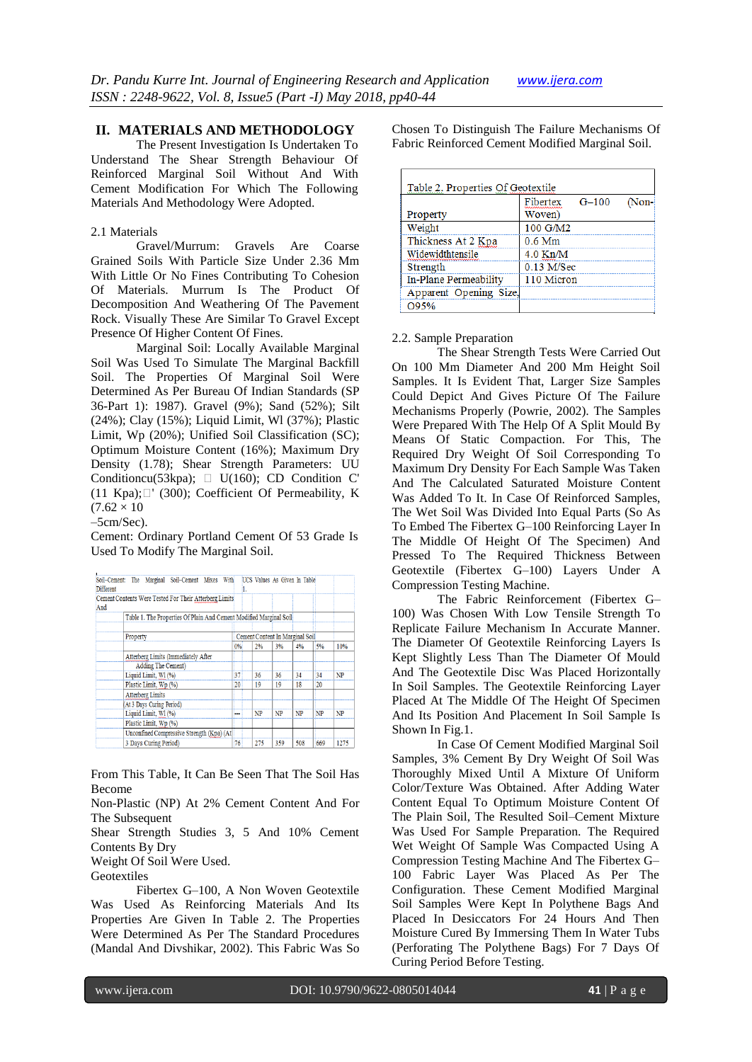## II. MATERIALS AND METHODOLOGY

The Present Investigation Is Undertaken To Understand The Shear Strength Behaviour Of Reinforced Marginal Soil Without And With Cement Modification For Which The Following Materials And Methodology Were Adopted.

### 2.1 Materials

Gravel/Murrum: Gravels Are Coarse Grained Soils With Particle Size Under 2.36 Mm With Little Or No Fines Contributing To Cohesion Of Materials. Murrum Is The Product Of Decomposition And Weathering Of The Pavement Rock. Visually These Are Similar To Gravel Except Presence Of Higher Content Of Fines.

Marginal Soil: Locally Available Marginal Soil Was Used To Simulate The Marginal Backfill Soil. The Properties Of Marginal Soil Were Determined As Per Bureau Of Indian Standards (SP 36-Part 1): 1987). Gravel (9%); Sand (52%); Silt (24%); Clay (15%); Liquid Limit, Wl (37%); Plastic Limit, Wp (20%); Unified Soil Classification (SC); Optimum Moisture Content (16%); Maximum Dry Density (1.78); Shear Strength Parameters: UU Conditioncu(53kpa);  U(160); CD Condition C' (11 Kpa);' (300); Coefficient Of Permeability, K (7.62 × 10 –5cm/Sec).

Cement: Ordinary Portland Cement Of 53 Grade Is Used To Modify The Marginal Soil.

Soil–Cement: The Marginal Soil-Cement Mixes With Different Cement Contents Were Tested For Their Atterberg Limits And UCS Values As Given In Table 1.

Table 1. The Properties Of Plain And Cement Modified Marginal Soil

| Property | Cement Content In Marginal Soil | | | | | |
|---|---|---|---|---|---|---|
| | 0% | 2% | 3% | 4% | 5% | 10% |
| Atterberg Limits (Immediately After Adding The Cement) | | | | | | |
| Liquid Limit, Wl (%) | 37 | 36 | 36 | 34 | 34 | NP |
| Plastic Limit, Wp (%) | 20 | 19 | 19 | 18 | 20 | |
| Atterberg Limits (At 3 Days Curing Period) | | | | | | |
| Liquid Limit, Wl (%) | — | NP | NP | NP | NP | NP |
| Plastic Limit, Wp (%) | | | | | | |
| Unconfined Compressive Strength (Kpa) (At 3 Days Curing Period) | 76 | 275 | 359 | 508 | 669 | 1275 |

From This Table, It Can Be Seen That The Soil Has Become Non-Plastic (NP) At 2% Cement Content And For The Subsequent Shear Strength Studies 3, 5 And 10% Cement Contents By Dry Weight Of Soil Were Used.

Geotextiles

Fibertex G–100, A Non Woven Geotextile Was Used As Reinforcing Materials And Its Properties Are Given In Table 2. The Properties Were Determined As Per The Standard Procedures (Mandal And Divshikar, 2002). This Fabric Was So Chosen To Distinguish The Failure Mechanisms Of Fabric Reinforced Cement Modified Marginal Soil.

Table 2. Properties Of Geotextile

| Property | Fibertex G–100 (Non-Woven) |
|---|---|
| Weight | 100 G/M2 |
| Thickness At 2 Kpa | 0.6 Mm |
| Widewidthtensile | 4.0 Kn/M |
| Strength | 0.13 M/Sec |
| In-Plane Permeability | 110 Micron |
| Apparent Opening Size, O95% | |

### 2.2. Sample Preparation

The Shear Strength Tests Were Carried Out On 100 Mm Diameter And 200 Mm Height Soil Samples. It Is Evident That, Larger Size Samples Could Depict And Gives Picture Of The Failure Mechanisms Properly (Powrie, 2002). The Samples Were Prepared With The Help Of A Split Mould By Means Of Static Compaction. For This, The Required Dry Weight Of Soil Corresponding To Maximum Dry Density For Each Sample Was Taken And The Calculated Saturated Moisture Content Was Added To It. In Case Of Reinforced Samples, The Wet Soil Was Divided Into Equal Parts (So As To Embed The Fibertex G–100 Reinforcing Layer In The Middle Of Height Of The Specimen) And Pressed To The Required Thickness Between Geotextile (Fibertex G–100) Layers Under A Compression Testing Machine.

The Fabric Reinforcement (Fibertex G–100) Was Chosen With Low Tensile Strength To Replicate Failure Mechanism In Accurate Manner. The Diameter Of Geotextile Reinforcing Layers Is Kept Slightly Less Than The Diameter Of Mould And The Geotextile Disc Was Placed Horizontally In Soil Samples. The Geotextile Reinforcing Layer Placed At The Middle Of The Height Of Specimen And Its Position And Placement In Soil Sample Is Shown In Fig.1.

In Case Of Cement Modified Marginal Soil Samples, 3% Cement By Dry Weight Of Soil Was Thoroughly Mixed Until A Mixture Of Uniform Color/Texture Was Obtained. After Adding Water Content Equal To Optimum Moisture Content Of The Plain Soil, The Resulted Soil–Cement Mixture Was Used For Sample Preparation. The Required Wet Weight Of Sample Was Compacted Using A Compression Testing Machine And The Fibertex G–100 Fabric Layer Was Placed As Per The Configuration. These Cement Modified Marginal Soil Samples Were Kept In Polythene Bags And Placed In Desiccators For 24 Hours And Then Moisture Cured By Immersing Them In Water Tubs (Perforating The Polythene Bags) For 7 Days Of Curing Period Before Testing.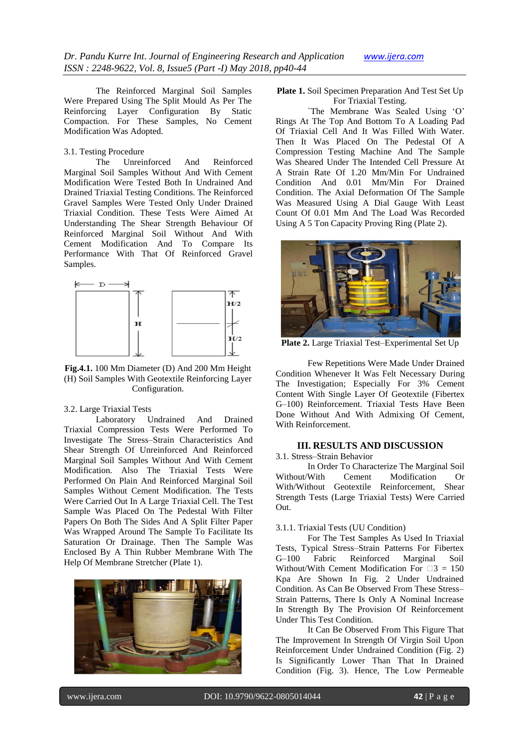The Reinforced Marginal Soil Samples Were Prepared Using The Split Mould As Per The Reinforcing Layer Configuration By Static Compaction. For These Samples, No Cement Modification Was Adopted.

3.1. Testing Procedure

The Unreinforced And Reinforced Marginal Soil Samples Without And With Cement Modification Were Tested Both In Undrained And Drained Triaxial Testing Conditions. The Reinforced Gravel Samples Were Tested Only Under Drained Triaxial Condition. These Tests Were Aimed At Understanding The Shear Strength Behaviour Of Reinforced Marginal Soil Without And With Cement Modification And To Compare Its Performance With That Of Reinforced Gravel Samples.

**Fig.4.1.** 100 Mm Diameter (D) And 200 Mm Height (H) Soil Samples With Geotextile Reinforcing Layer Configuration.

3.2. Large Triaxial Tests

Laboratory Undrained And Drained Triaxial Compression Tests Were Performed To Investigate The Stress–Strain Characteristics And Shear Strength Of Unreinforced And Reinforced Marginal Soil Samples Without And With Cement Modification. Also The Triaxial Tests Were Performed On Plain And Reinforced Marginal Soil Samples Without Cement Modification. The Tests Were Carried Out In A Large Triaxial Cell. The Test Sample Was Placed On The Pedestal With Filter Papers On Both The Sides And A Split Filter Paper Was Wrapped Around The Sample To Facilitate Its Saturation Or Drainage. Then The Sample Was Enclosed By A Thin Rubber Membrane With The Help Of Membrane Stretcher (Plate 1).

**Plate 1.** Soil Specimen Preparation And Test Set Up For Triaxial Testing.

`The Membrane Was Sealed Using 'O' Rings At The Top And Bottom To A Loading Pad Of Triaxial Cell And It Was Filled With Water. Then It Was Placed On The Pedestal Of A Compression Testing Machine And The Sample Was Sheared Under The Intended Cell Pressure At A Strain Rate Of 1.20 Mm/Min For Undrained Condition And 0.01 Mm/Min For Drained Condition. The Axial Deformation Of The Sample Was Measured Using A Dial Gauge With Least Count Of 0.01 Mm And The Load Was Recorded Using A 5 Ton Capacity Proving Ring (Plate 2).

**Plate 2.** Large Triaxial Test–Experimental Set Up

Few Repetitions Were Made Under Drained Condition Whenever It Was Felt Necessary During The Investigation; Especially For 3% Cement Content With Single Layer Of Geotextile (Fibertex G–100) Reinforcement. Triaxial Tests Have Been Done Without And With Admixing Of Cement, With Reinforcement.

## III. RESULTS AND DISCUSSION

3.1. Stress–Strain Behavior

In Order To Characterize The Marginal Soil Without/With Cement Modification Or With/Without Geotextile Reinforcement, Shear Strength Tests (Large Triaxial Tests) Were Carried Out.

3.1.1. Triaxial Tests (UU Condition)

For The Test Samples As Used In Triaxial Tests, Typical Stress–Strain Patterns For Fibertex G–100 Fabric Reinforced Marginal Soil Without/With Cement Modification For $\sigma_3$ = 150 Kpa Are Shown In Fig. 2 Under Undrained Condition. As Can Be Observed From These Stress–Strain Patterns, There Is Only A Nominal Increase In Strength By The Provision Of Reinforcement Under This Test Condition.

It Can Be Observed From This Figure That The Improvement In Strength Of Virgin Soil Upon Reinforcement Under Undrained Condition (Fig. 2) Is Significantly Lower Than That In Drained Condition (Fig. 3). Hence, The Low Permeable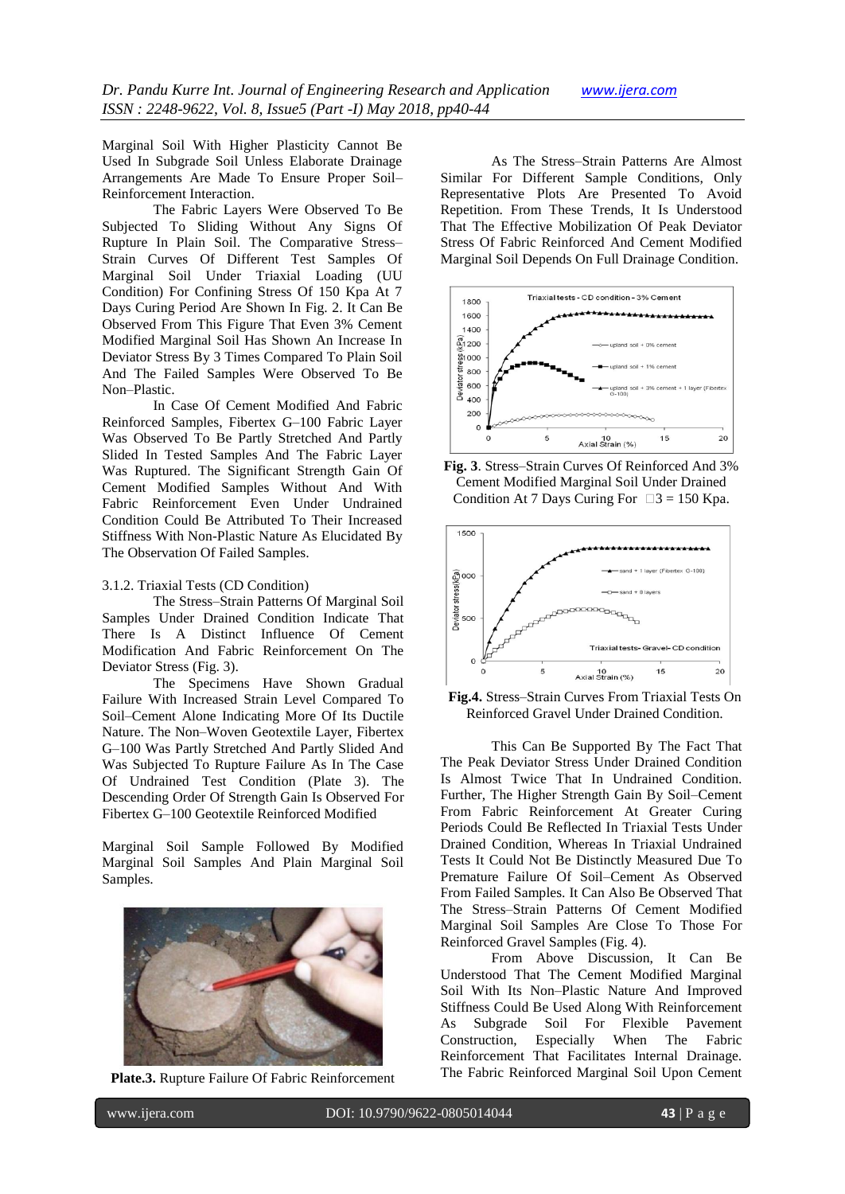Marginal Soil With Higher Plasticity Cannot Be Used In Subgrade Soil Unless Elaborate Drainage Arrangements Are Made To Ensure Proper Soil–Reinforcement Interaction.

The Fabric Layers Were Observed To Be Subjected To Sliding Without Any Signs Of Rupture In Plain Soil. The Comparative Stress–Strain Curves Of Different Test Samples Of Marginal Soil Under Triaxial Loading (UU Condition) For Confining Stress Of 150 Kpa At 7 Days Curing Period Are Shown In Fig. 2. It Can Be Observed From This Figure That Even 3% Cement Modified Marginal Soil Has Shown An Increase In Deviator Stress By 3 Times Compared To Plain Soil And The Failed Samples Were Observed To Be Non–Plastic.

In Case Of Cement Modified And Fabric Reinforced Samples, Fibertex G–100 Fabric Layer Was Observed To Be Partly Stretched And Partly Slided In Tested Samples And The Fabric Layer Was Ruptured. The Significant Strength Gain Of Cement Modified Samples Without And With Fabric Reinforcement Even Under Undrained Condition Could Be Attributed To Their Increased Stiffness With Non-Plastic Nature As Elucidated By The Observation Of Failed Samples.

3.1.2. Triaxial Tests (CD Condition)

The Stress–Strain Patterns Of Marginal Soil Samples Under Drained Condition Indicate That There Is A Distinct Influence Of Cement Modification And Fabric Reinforcement On The Deviator Stress (Fig. 3).

The Specimens Have Shown Gradual Failure With Increased Strain Level Compared To Soil–Cement Alone Indicating More Of Its Ductile Nature. The Non–Woven Geotextile Layer, Fibertex G–100 Was Partly Stretched And Partly Slided And Was Subjected To Rupture Failure As In The Case Of Undrained Test Condition (Plate 3). The Descending Order Of Strength Gain Is Observed For Fibertex G–100 Geotextile Reinforced Modified

Marginal Soil Sample Followed By Modified Marginal Soil Samples And Plain Marginal Soil Samples.

**Plate.3.** Rupture Failure Of Fabric Reinforcement

As The Stress–Strain Patterns Are Almost Similar For Different Sample Conditions, Only Representative Plots Are Presented To Avoid Repetition. From These Trends, It Is Understood That The Effective Mobilization Of Peak Deviator Stress Of Fabric Reinforced And Cement Modified Marginal Soil Depends On Full Drainage Condition.

**Fig. 3**. Stress–Strain Curves Of Reinforced And 3% Cement Modified Marginal Soil Under Drained Condition At 7 Days Curing For $\sigma_3$ = 150 Kpa.

**Fig.4.** Stress–Strain Curves From Triaxial Tests On Reinforced Gravel Under Drained Condition.

This Can Be Supported By The Fact That The Peak Deviator Stress Under Drained Condition Is Almost Twice That In Undrained Condition. Further, The Higher Strength Gain By Soil–Cement From Fabric Reinforcement At Greater Curing Periods Could Be Reflected In Triaxial Tests Under Drained Condition, Whereas In Triaxial Undrained Tests It Could Not Be Distinctly Measured Due To Premature Failure Of Soil–Cement As Observed From Failed Samples. It Can Also Be Observed That The Stress–Strain Patterns Of Cement Modified Marginal Soil Samples Are Close To Those For Reinforced Gravel Samples (Fig. 4).

From Above Discussion, It Can Be Understood That The Cement Modified Marginal Soil With Its Non–Plastic Nature And Improved Stiffness Could Be Used Along With Reinforcement As Subgrade Soil For Flexible Pavement Construction, Especially When The Fabric Reinforcement That Facilitates Internal Drainage. The Fabric Reinforced Marginal Soil Upon Cement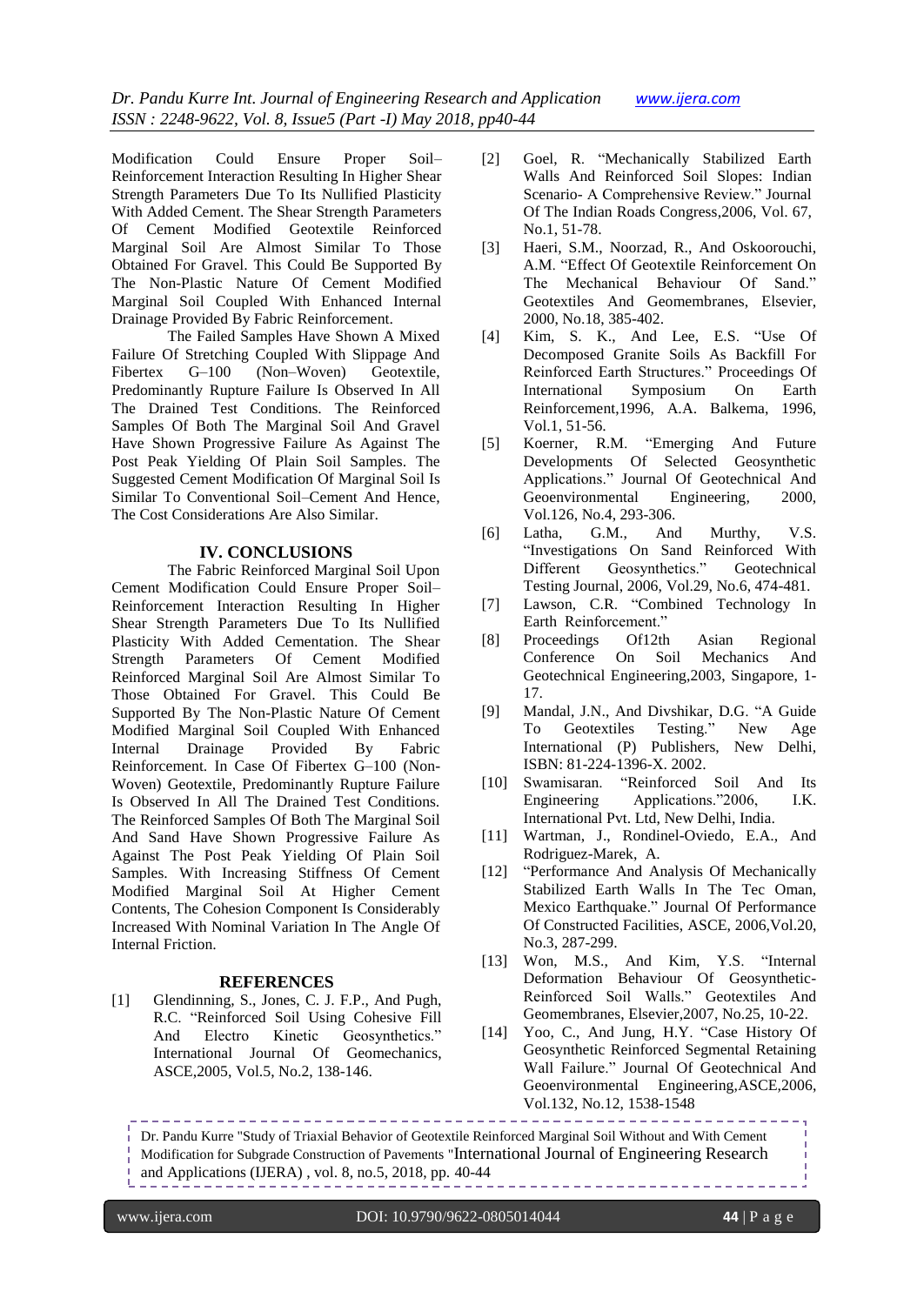Modification Could Ensure Proper Soil–Reinforcement Interaction Resulting In Higher Shear Strength Parameters Due To Its Nullified Plasticity With Added Cement. The Shear Strength Parameters Of Cement Modified Geotextile Reinforced Marginal Soil Are Almost Similar To Those Obtained For Gravel. This Could Be Supported By The Non-Plastic Nature Of Cement Modified Marginal Soil Coupled With Enhanced Internal Drainage Provided By Fabric Reinforcement.

The Failed Samples Have Shown A Mixed Failure Of Stretching Coupled With Slippage And Fibertex G–100 (Non–Woven) Geotextile, Predominantly Rupture Failure Is Observed In All The Drained Test Conditions. The Reinforced Samples Of Both The Marginal Soil And Gravel Have Shown Progressive Failure As Against The Post Peak Yielding Of Plain Soil Samples. The Suggested Cement Modification Of Marginal Soil Is Similar To Conventional Soil–Cement And Hence, The Cost Considerations Are Also Similar.

## IV. CONCLUSIONS

The Fabric Reinforced Marginal Soil Upon Cement Modification Could Ensure Proper Soil–Reinforcement Interaction Resulting In Higher Shear Strength Parameters Due To Its Nullified Plasticity With Added Cementation. The Shear Strength Parameters Of Cement Modified Reinforced Marginal Soil Are Almost Similar To Those Obtained For Gravel. This Could Be Supported By The Non-Plastic Nature Of Cement Modified Marginal Soil Coupled With Enhanced Internal Drainage Provided By Fabric Reinforcement. In Case Of Fibertex G–100 (Non-Woven) Geotextile, Predominantly Rupture Failure Is Observed In All The Drained Test Conditions. The Reinforced Samples Of Both The Marginal Soil And Sand Have Shown Progressive Failure As Against The Post Peak Yielding Of Plain Soil Samples. With Increasing Stiffness Of Cement Modified Marginal Soil At Higher Cement Contents, The Cohesion Component Is Considerably Increased With Nominal Variation In The Angle Of Internal Friction.

## REFERENCES

[1] Glendinning, S., Jones, C. J. F.P., And Pugh, R.C. "Reinforced Soil Using Cohesive Fill And Electro Kinetic Geosynthetics." International Journal Of Geomechanics, ASCE,2005, Vol.5, No.2, 138-146.

[2] Goel, R. "Mechanically Stabilized Earth Walls And Reinforced Soil Slopes: Indian Scenario- A Comprehensive Review." Journal Of The Indian Roads Congress,2006, Vol. 67, No.1, 51-78.

[3] Haeri, S.M., Noorzad, R., And Oskoorouchi, A.M. "Effect Of Geotextile Reinforcement On The Mechanical Behaviour Of Sand." Geotextiles And Geomembranes, Elsevier, 2000, No.18, 385-402.

[4] Kim, S. K., And Lee, E.S. "Use Of Decomposed Granite Soils As Backfill For Reinforced Earth Structures." Proceedings Of International Symposium On Earth Reinforcement,1996, A.A. Balkema, 1996, Vol.1, 51-56.

[5] Koerner, R.M. "Emerging And Future Developments Of Selected Geosynthetic Applications." Journal Of Geotechnical And Geoenvironmental Engineering, 2000, Vol.126, No.4, 293-306.

[6] Latha, G.M., And Murthy, V.S. "Investigations On Sand Reinforced With Different Geosynthetics." Geotechnical Testing Journal, 2006, Vol.29, No.6, 474-481.

[7] Lawson, C.R. "Combined Technology In Earth Reinforcement."

[8] Proceedings Of12th Asian Regional Conference On Soil Mechanics And Geotechnical Engineering,2003, Singapore, 1-17.

[9] Mandal, J.N., And Divshikar, D.G. "A Guide To Geotextiles Testing." New Age International (P) Publishers, New Delhi, ISBN: 81-224-1396-X. 2002.

[10] Swamisaran. "Reinforced Soil And Its Engineering Applications."2006, I.K. International Pvt. Ltd, New Delhi, India.

[11] Wartman, J., Rondinel-Oviedo, E.A., And Rodriguez-Marek, A.

[12] "Performance And Analysis Of Mechanically Stabilized Earth Walls In The Tec Oman, Mexico Earthquake." Journal Of Performance Of Constructed Facilities, ASCE, 2006,Vol.20, No.3, 287-299.

[13] Won, M.S., And Kim, Y.S. "Internal Deformation Behaviour Of Geosynthetic-Reinforced Soil Walls." Geotextiles And Geomembranes, Elsevier,2007, No.25, 10-22.

[14] Yoo, C., And Jung, H.Y. "Case History Of Geosynthetic Reinforced Segmental Retaining Wall Failure." Journal Of Geotechnical And Geoenvironmental Engineering,ASCE,2006, Vol.132, No.12, 1538-1548

Dr. Pandu Kurre "Study of Triaxial Behavior of Geotextile Reinforced Marginal Soil Without and With Cement Modification for Subgrade Construction of Pavements "International Journal of Engineering Research and Applications (IJERA) , vol. 8, no.5, 2018, pp. 40-44